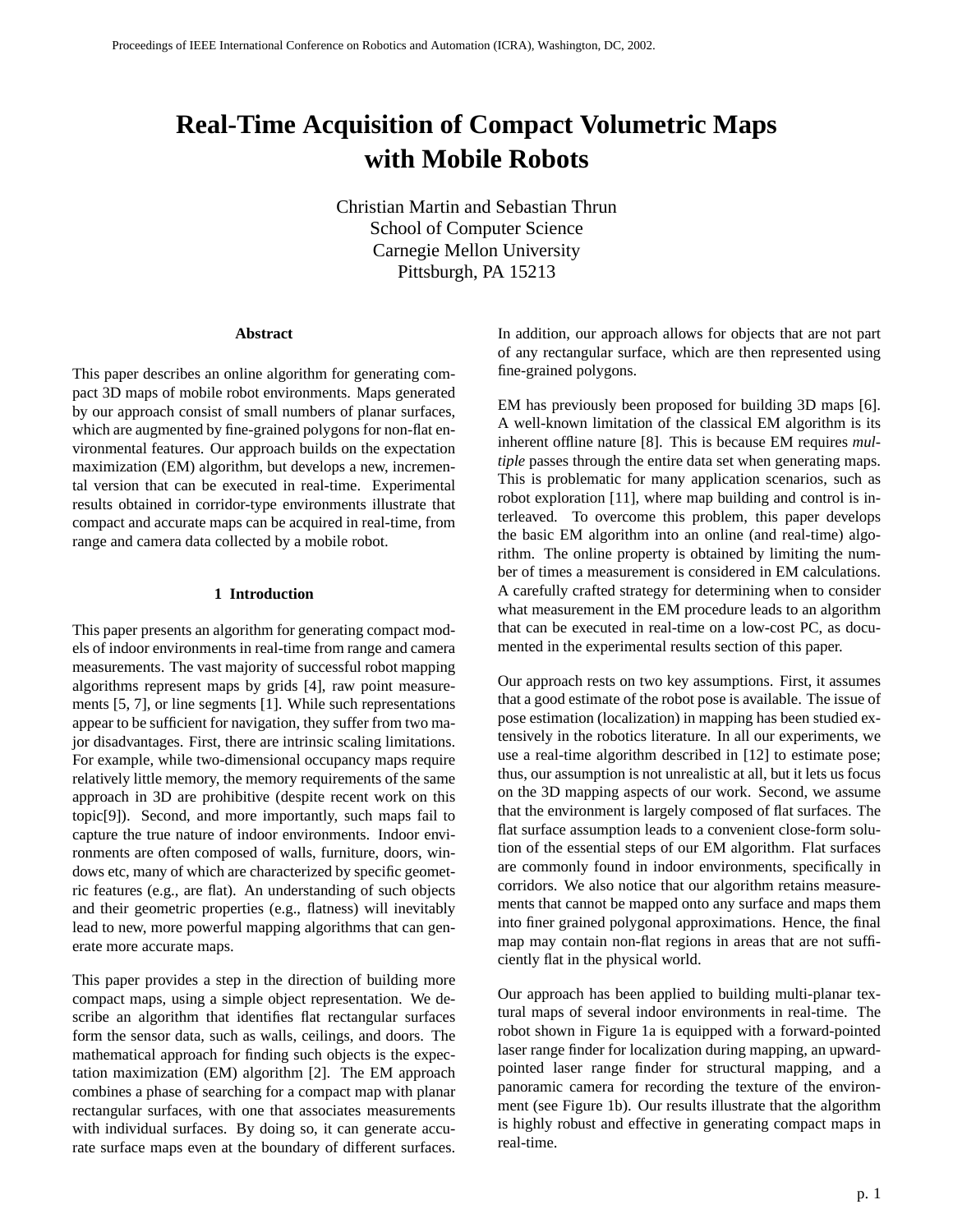# Real-Time Acquisition of Compact Volumetric Maps with Mobile Robots

Christian Martin and Sebastian Thrun
School of Computer Science
Carnegie Mellon University
Pittsburgh, PA 15213

### Abstract

This paper describes an online algorithm for generating compact 3D maps of mobile robot environments. Maps generated by our approach consist of small numbers of planar surfaces, which are augmented by fine-grained polygons for non-flat environmental features. Our approach builds on the expectation maximization (EM) algorithm, but develops a new, incremental version that can be executed in real-time. Experimental results obtained in corridor-type environments illustrate that compact and accurate maps can be acquired in real-time, from range and camera data collected by a mobile robot.

## 1 Introduction

This paper presents an algorithm for generating compact models of indoor environments in real-time from range and camera measurements. The vast majority of successful robot mapping algorithms represent maps by grids [4], raw point measurements [5, 7], or line segments [1]. While such representations appear to be sufficient for navigation, they suffer from two major disadvantages. First, there are intrinsic scaling limitations. For example, while two-dimensional occupancy maps require relatively little memory, the memory requirements of the same approach in 3D are prohibitive (despite recent work on this topic[9]). Second, and more importantly, such maps fail to capture the true nature of indoor environments. Indoor environments are often composed of walls, furniture, doors, windows etc, many of which are characterized by specific geometric features (e.g., are flat). An understanding of such objects and their geometric properties (e.g., flatness) will inevitably lead to new, more powerful mapping algorithms that can generate more accurate maps.

This paper provides a step in the direction of building more compact maps, using a simple object representation. We describe an algorithm that identifies flat rectangular surfaces form the sensor data, such as walls, ceilings, and doors. The mathematical approach for finding such objects is the expectation maximization (EM) algorithm [2]. The EM approach combines a phase of searching for a compact map with planar rectangular surfaces, with one that associates measurements with individual surfaces. By doing so, it can generate accurate surface maps even at the boundary of different surfaces. In addition, our approach allows for objects that are not part of any rectangular surface, which are then represented using fine-grained polygons.

EM has previously been proposed for building 3D maps [6]. A well-known limitation of the classical EM algorithm is its inherent offline nature [8]. This is because EM requires *multiple* passes through the entire data set when generating maps. This is problematic for many application scenarios, such as robot exploration [11], where map building and control is interleaved. To overcome this problem, this paper develops the basic EM algorithm into an online (and real-time) algorithm. The online property is obtained by limiting the number of times a measurement is considered in EM calculations. A carefully crafted strategy for determining when to consider what measurement in the EM procedure leads to an algorithm that can be executed in real-time on a low-cost PC, as documented in the experimental results section of this paper.

Our approach rests on two key assumptions. First, it assumes that a good estimate of the robot pose is available. The issue of pose estimation (localization) in mapping has been studied extensively in the robotics literature. In all our experiments, we use a real-time algorithm described in [12] to estimate pose; thus, our assumption is not unrealistic at all, but it lets us focus on the 3D mapping aspects of our work. Second, we assume that the environment is largely composed of flat surfaces. The flat surface assumption leads to a convenient close-form solution of the essential steps of our EM algorithm. Flat surfaces are commonly found in indoor environments, specifically in corridors. We also notice that our algorithm retains measurements that cannot be mapped onto any surface and maps them into finer grained polygonal approximations. Hence, the final map may contain non-flat regions in areas that are not sufficiently flat in the physical world.

Our approach has been applied to building multi-planar textural maps of several indoor environments in real-time. The robot shown in Figure 1a is equipped with a forward-pointed laser range finder for localization during mapping, an upward-pointed laser range finder for structural mapping, and a panoramic camera for recording the texture of the environment (see Figure 1b). Our results illustrate that the algorithm is highly robust and effective in generating compact maps in real-time.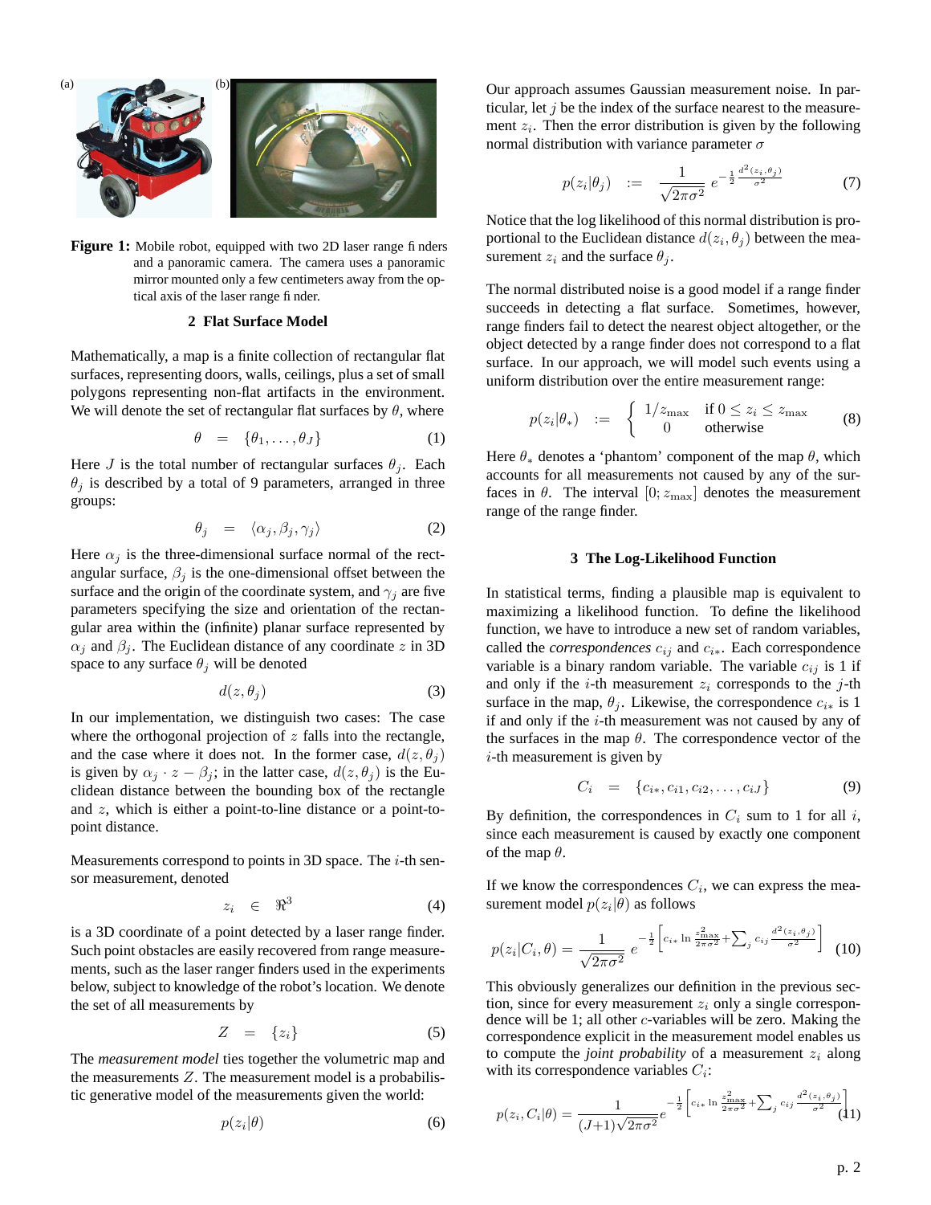**Figure 1:** Mobile robot, equipped with two 2D laser range finders and a panoramic camera. The camera uses a panoramic mirror mounted only a few centimeters away from the optical axis of the laser range finder.

## 2 Flat Surface Model

Mathematically, a map is a finite collection of rectangular flat surfaces, representing doors, walls, ceilings, plus a set of small polygons representing non-flat artifacts in the environment. We will denote the set of rectangular flat surfaces by $\theta$, where

$$\theta \quad = \quad \{\theta_1, \ldots, \theta_J\} \tag{1}$$

Here $J$ is the total number of rectangular surfaces $\theta_j$. Each $\theta_j$ is described by a total of 9 parameters, arranged in three groups:

$$\theta_j \quad = \quad \langle \alpha_j, \beta_j, \gamma_j \rangle \tag{2}$$

Here $\alpha_j$ is the three-dimensional surface normal of the rectangular surface, $\beta_j$ is the one-dimensional offset between the surface and the origin of the coordinate system, and $\gamma_j$ are five parameters specifying the size and orientation of the rectangular area within the (infinite) planar surface represented by $\alpha_j$ and $\beta_j$. The Euclidean distance of any coordinate $z$ in 3D space to any surface $\theta_j$ will be denoted

$$d(z, \theta_j) \tag{3}$$

In our implementation, we distinguish two cases: The case where the orthogonal projection of $z$ falls into the rectangle, and the case where it does not. In the former case, $d(z, \theta_j)$ is given by $\alpha_j \cdot z - \beta_j$; in the latter case, $d(z, \theta_j)$ is the Euclidean distance between the bounding box of the rectangle and $z$, which is either a point-to-line distance or a point-to-point distance.

Measurements correspond to points in 3D space. The $i$-th sensor measurement, denoted

$$z_i \quad \in \quad \Re^3 \tag{4}$$

is a 3D coordinate of a point detected by a laser range finder. Such point obstacles are easily recovered from range measurements, such as the laser ranger finders used in the experiments below, subject to knowledge of the robot's location. We denote the set of all measurements by

$$Z \quad = \quad \{z_i\} \tag{5}$$

The *measurement model* ties together the volumetric map and the measurements $Z$. The measurement model is a probabilistic generative model of the measurements given the world:

$$p(z_i|\theta) \tag{6}$$

Our approach assumes Gaussian measurement noise. In particular, let $j$ be the index of the surface nearest to the measurement $z_i$. Then the error distribution is given by the following normal distribution with variance parameter $\sigma$

$$p(z_i|\theta_j) \quad := \quad \frac{1}{\sqrt{2\pi\sigma^2}} \, e^{-\frac{1}{2}\frac{d^2(z_i,\theta_j)}{\sigma^2}} \tag{7}$$

Notice that the log likelihood of this normal distribution is proportional to the Euclidean distance $d(z_i, \theta_j)$ between the measurement $z_i$ and the surface $\theta_j$.

The normal distributed noise is a good model if a range finder succeeds in detecting a flat surface. Sometimes, however, range finders fail to detect the nearest object altogether, or the object detected by a range finder does not correspond to a flat surface. In our approach, we will model such events using a uniform distribution over the entire measurement range:

$$p(z_i|\theta_*) \quad := \quad \begin{cases} 1/z_{\max} & \text{if } 0 \le z_i \le z_{\max} \\ 0 & \text{otherwise} \end{cases} \tag{8}$$

Here $\theta_*$ denotes a 'phantom' component of the map $\theta$, which accounts for all measurements not caused by any of the surfaces in $\theta$. The interval $[0; z_{\max}]$ denotes the measurement range of the range finder.

## 3 The Log-Likelihood Function

In statistical terms, finding a plausible map is equivalent to maximizing a likelihood function. To define the likelihood function, we have to introduce a new set of random variables, called the *correspondences* $c_{ij}$ and $c_{i*}$. Each correspondence variable is a binary random variable. The variable $c_{ij}$ is 1 if and only if the $i$-th measurement $z_i$ corresponds to the $j$-th surface in the map, $\theta_j$. Likewise, the correspondence $c_{i*}$ is 1 if and only if the $i$-th measurement was not caused by any of the surfaces in the map $\theta$. The correspondence vector of the $i$-th measurement is given by

$$C_i \quad = \quad \{c_{i*}, c_{i1}, c_{i2}, \ldots, c_{iJ}\} \tag{9}$$

By definition, the correspondences in $C_i$ sum to 1 for all $i$, since each measurement is caused by exactly one component of the map $\theta$.

If we know the correspondences $C_i$, we can express the measurement model $p(z_i|\theta)$ as follows

$$p(z_i|C_i, \theta) = \frac{1}{\sqrt{2\pi\sigma^2}} \, e^{-\frac{1}{2}\left[c_{i*} \ln \frac{z_{\max}^2}{2\pi\sigma^2} + \sum_j c_{ij} \frac{d^2(z_i,\theta_j)}{\sigma^2}\right]} \tag{10}$$

This obviously generalizes our definition in the previous section, since for every measurement $z_i$ only a single correspondence will be 1; all other $c$-variables will be zero. Making the correspondence explicit in the measurement model enables us to compute the *joint probability* of a measurement $z_i$ along with its correspondence variables $C_i$:

$$p(z_i, C_i|\theta) = \frac{1}{(J+1)\sqrt{2\pi\sigma^2}} e^{-\frac{1}{2}\left[c_{i*} \ln \frac{z_{\max}^2}{2\pi\sigma^2} + \sum_j c_{ij} \frac{d^2(z_i,\theta_j)}{\sigma^2}\right]} \tag{11}$$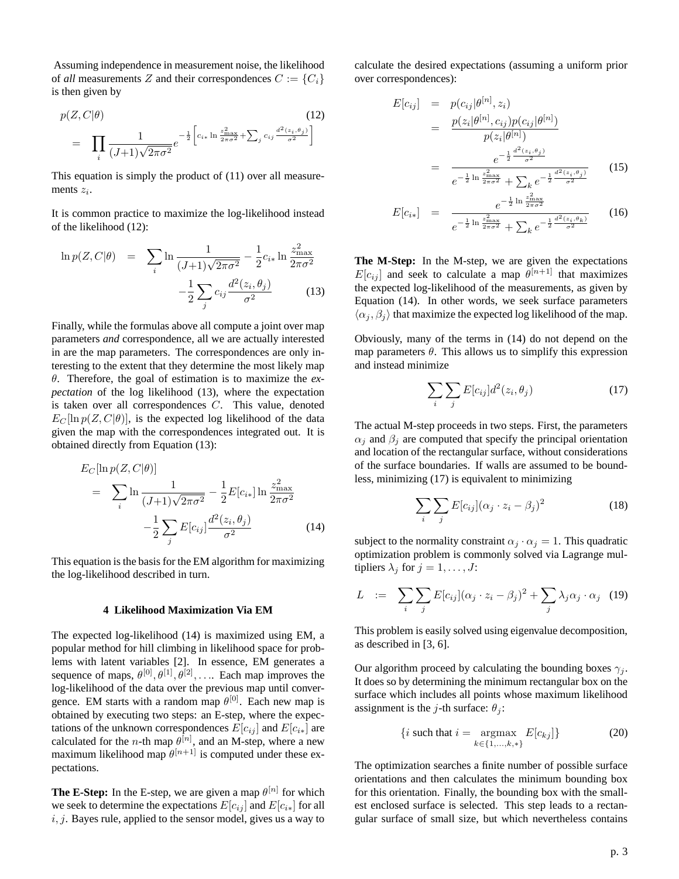Assuming independence in measurement noise, the likelihood of *all* measurements $Z$ and their correspondences $C := \{C_i\}$ is then given by

$$
\begin{aligned}
& p(Z, C|\theta) \qquad (12) \\
&= \prod_i \frac{1}{(J+1)\sqrt{2\pi\sigma^2}} e^{-\frac{1}{2}\left[c_{i*} \ln \frac{z_{\max}^2}{2\pi\sigma^2} + \sum_j c_{ij} \frac{d^2(z_i, \theta_j)}{\sigma^2}\right]}
\end{aligned}
$$

This equation is simply the product of (11) over all measurements $z_i$.

It is common practice to maximize the log-likelihood instead of the likelihood (12):

$$
\begin{aligned}
\ln p(Z, C|\theta) &= \sum_i \ln \frac{1}{(J+1)\sqrt{2\pi\sigma^2}} - \frac{1}{2} c_{i*} \ln \frac{z_{\max}^2}{2\pi\sigma^2} \\
&\quad - \frac{1}{2} \sum_j c_{ij} \frac{d^2(z_i, \theta_j)}{\sigma^2} \qquad (13)
\end{aligned}
$$

Finally, while the formulas above all compute a joint over map parameters ***and*** correspondence, all we are actually interested in are the map parameters. The correspondences are only interesting to the extent that they determine the most likely map $\theta$. Therefore, the goal of estimation is to maximize the *expectation* of the log likelihood (13), where the expectation is taken over all correspondences $C$. This value, denoted $E_C[\ln p(Z, C|\theta)]$, is the expected log likelihood of the data given the map with the correspondences integrated out. It is obtained directly from Equation (13):

$$
\begin{aligned}
& E_C[\ln p(Z, C|\theta)] \\
&= \sum_i \ln \frac{1}{(J+1)\sqrt{2\pi\sigma^2}} - \frac{1}{2} E[c_{i*}] \ln \frac{z_{\max}^2}{2\pi\sigma^2} \\
&\quad - \frac{1}{2} \sum_j E[c_{ij}] \frac{d^2(z_i, \theta_j)}{\sigma^2} \qquad (14)
\end{aligned}
$$

This equation is the basis for the EM algorithm for maximizing the log-likelihood described in turn.

## 4 Likelihood Maximization Via EM

The expected log-likelihood (14) is maximized using EM, a popular method for hill climbing in likelihood space for problems with latent variables [2]. In essence, EM generates a sequence of maps, $\theta^{[0]}, \theta^{[1]}, \theta^{[2]}, \ldots$. Each map improves the log-likelihood of the data over the previous map until convergence. EM starts with a random map $\theta^{[0]}$. Each new map is obtained by executing two steps: an E-step, where the expectations of the unknown correspondences $E[c_{ij}]$ and $E[c_{i*}]$ are calculated for the $n$-th map $\theta^{[n]}$, and an M-step, where a new maximum likelihood map $\theta^{[n+1]}$ is computed under these expectations.

**The E-Step:** In the E-step, we are given a map $\theta^{[n]}$ for which we seek to determine the expectations $E[c_{ij}]$ and $E[c_{i*}]$ for all $i, j$. Bayes rule, applied to the sensor model, gives us a way to calculate the desired expectations (assuming a uniform prior over correspondences):

$$
\begin{aligned}
E[c_{ij}] &= p(c_{ij}|\theta^{[n]}, z_i) \\
&= \frac{p(z_i|\theta^{[n]}, c_{ij}) p(c_{ij}|\theta^{[n]})}{p(z_i|\theta^{[n]})} \\
&= \frac{e^{-\frac{1}{2}\frac{d^2(z_i, \theta_j)}{\sigma^2}}}{e^{-\frac{1}{2}\ln\frac{z_{\max}^2}{2\pi\sigma^2}} + \sum_k e^{-\frac{1}{2}\frac{d^2(z_i, \theta_j)}{\sigma^2}}} \qquad (15) \\
E[c_{i*}] &= \frac{e^{-\frac{1}{2}\ln\frac{z_{\max}^2}{2\pi\sigma^2}}}{e^{-\frac{1}{2}\ln\frac{z_{\max}^2}{2\pi\sigma^2}} + \sum_k e^{-\frac{1}{2}\frac{d^2(z_i, \theta_k)}{\sigma^2}}} \qquad (16)
\end{aligned}
$$

**The M-Step:** In the M-step, we are given the expectations $E[c_{ij}]$ and seek to calculate a map $\theta^{[n+1]}$ that maximizes the expected log-likelihood of the measurements, as given by Equation (14). In other words, we seek surface parameters $\langle\alpha_j, \beta_j\rangle$ that maximize the expected log likelihood of the map.

Obviously, many of the terms in (14) do not depend on the map parameters $\theta$. This allows us to simplify this expression and instead minimize

$$
\sum_i \sum_j E[c_{ij}] d^2(z_i, \theta_j) \qquad (17)
$$

The actual M-step proceeds in two steps. First, the parameters $\alpha_j$ and $\beta_j$ are computed that specify the principal orientation and location of the rectangular surface, without considerations of the surface boundaries. If walls are assumed to be boundless, minimizing (17) is equivalent to minimizing

$$
\sum_i \sum_j E[c_{ij}] (\alpha_j \cdot z_i - \beta_j)^2 \qquad (18)
$$

subject to the normality constraint $\alpha_j \cdot \alpha_j = 1$. This quadratic optimization problem is commonly solved via Lagrange multipliers $\lambda_j$ for $j = 1, \ldots, J$:

$$
L := \sum_i \sum_j E[c_{ij}] (\alpha_j \cdot z_i - \beta_j)^2 + \sum_j \lambda_j \alpha_j \cdot \alpha_j \qquad (19)
$$

This problem is easily solved using eigenvalue decomposition, as described in [3, 6].

Our algorithm proceed by calculating the bounding boxes $\gamma_j$. It does so by determining the minimum rectangular box on the surface which includes all points whose maximum likelihood assignment is the $j$-th surface: $\theta_j$:

$$
\{i \text{ such that } i = \underset{k \in \{1, \ldots, k, *\}}{\operatorname{argmax}} E[c_{kj}]\} \qquad (20)
$$

The optimization searches a finite number of possible surface orientations and then calculates the minimum bounding box for this orientation. Finally, the bounding box with the smallest enclosed surface is selected. This step leads to a rectangular surface of small size, but which nevertheless contains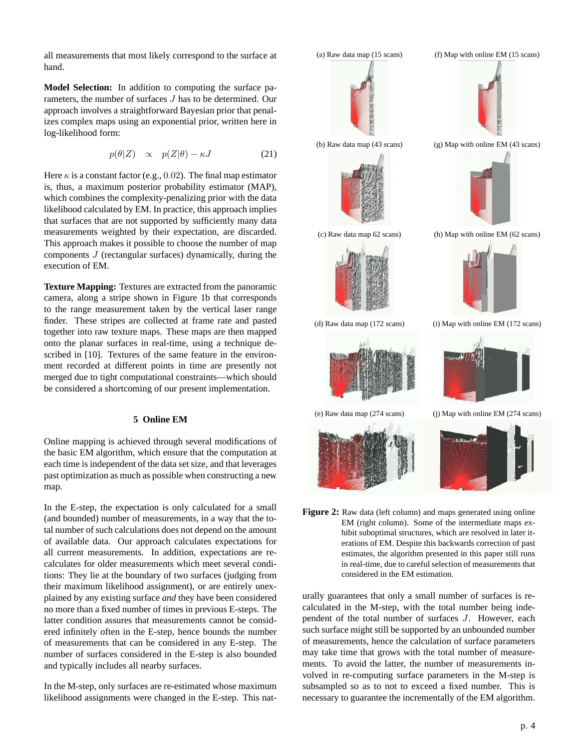all measurements that most likely correspond to the surface at hand.

**Model Selection:** In addition to computing the surface parameters, the number of surfaces $J$ has to be determined. Our approach involves a straightforward Bayesian prior that penalizes complex maps using an exponential prior, written here in log-likelihood form:

$$p(\theta|Z) \quad \propto \quad p(Z|\theta) - \kappa J \tag{21}$$

Here $\kappa$ is a constant factor (e.g., $0.02$). The final map estimator is, thus, a maximum posterior probability estimator (MAP), which combines the complexity-penalizing prior with the data likelihood calculated by EM. In practice, this approach implies that surfaces that are not supported by sufficiently many data measurements weighted by their expectation, are discarded. This approach makes it possible to choose the number of map components $J$ (rectangular surfaces) dynamically, during the execution of EM.

**Texture Mapping:** Textures are extracted from the panoramic camera, along a stripe shown in Figure 1b that corresponds to the range measurement taken by the vertical laser range finder. These stripes are collected at frame rate and pasted together into raw texture maps. These maps are then mapped onto the planar surfaces in real-time, using a technique described in [10]. Textures of the same feature in the environment recorded at different points in time are presently not merged due to tight computational constraints—which should be considered a shortcoming of our present implementation.

### 5 Online EM

Online mapping is achieved through several modifications of the basic EM algorithm, which ensure that the computation at each time is independent of the data set size, and that leverages past optimization as much as possible when constructing a new map.

In the E-step, the expectation is only calculated for a small (and bounded) number of measurements, in a way that the total number of such calculations does not depend on the amount of available data. Our approach calculates expectations for all current measurements. In addition, expectations are recalculates for older measurements which meet several conditions: They lie at the boundary of two surfaces (judging from their maximum likelihood assignment), or are entirely unexplained by any existing surface *and* they have been considered no more than a fixed number of times in previous E-steps. The latter condition assures that measurements cannot be considered infinitely often in the E-step, hence bounds the number of measurements that can be considered in any E-step. The number of surfaces considered in the E-step is also bounded and typically includes all nearby surfaces.

In the M-step, only surfaces are re-estimated whose maximum likelihood assignments were changed in the E-step. This naturally guarantees that only a small number of surfaces is recalculated in the M-step, with the total number being independent of the total number of surfaces $J$. However, each such surface might still be supported by an unbounded number of measurements, hence the calculation of surface parameters may take time that grows with the total number of measurements. To avoid the latter, the number of measurements involved in re-computing surface parameters in the M-step is subsampled so as to not to exceed a fixed number. This is necessary to guarantee the incrementally of the EM algorithm.

(a) Raw data map (15 scans)
(f) Map with online EM (15 scans)
(b) Raw data map (43 scans)
(g) Map with online EM (43 scans)
(c) Raw data map 62 scans)
(h) Map with online EM (62 scans)
(d) Raw data map (172 scans)
(i) Map with online EM (172 scans)
(e) Raw data map (274 scans)
(j) Map with online EM (274 scans)

**Figure 2:** Raw data (left column) and maps generated using online EM (right column). Some of the intermediate maps exhibit suboptimal structures, which are resolved in later iterations of EM. Despite this backwards correction of past estimates, the algorithm presented in this paper still runs in real-time, due to careful selection of measurements that considered in the EM estimation.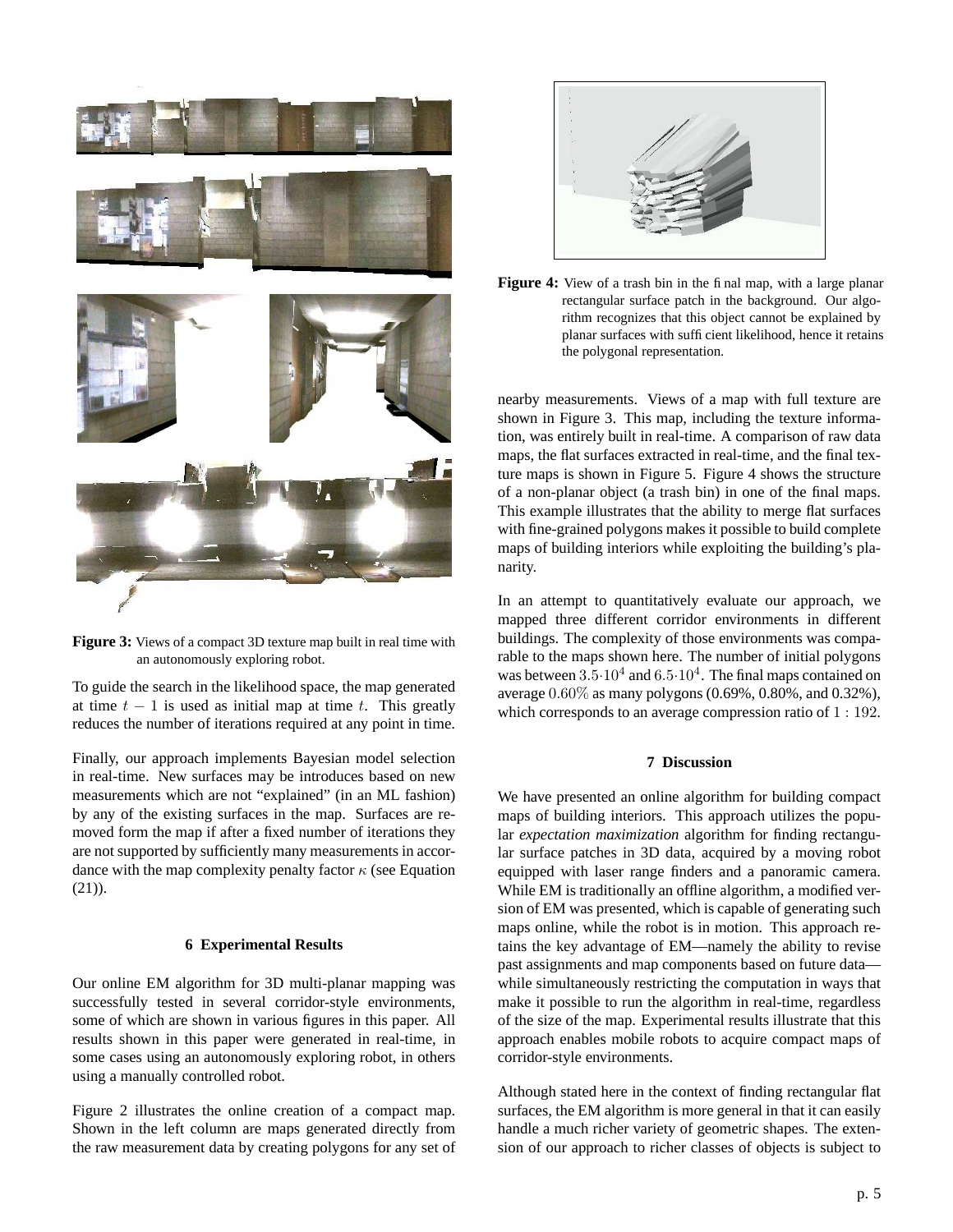**Figure 3:** Views of a compact 3D texture map built in real time with an autonomously exploring robot.

To guide the search in the likelihood space, the map generated at time $t-1$ is used as initial map at time $t$. This greatly reduces the number of iterations required at any point in time.

Finally, our approach implements Bayesian model selection in real-time. New surfaces may be introduces based on new measurements which are not "explained" (in an ML fashion) by any of the existing surfaces in the map. Surfaces are removed form the map if after a fixed number of iterations they are not supported by sufficiently many measurements in accordance with the map complexity penalty factor $\kappa$ (see Equation (21)).

## 6 Experimental Results

Our online EM algorithm for 3D multi-planar mapping was successfully tested in several corridor-style environments, some of which are shown in various figures in this paper. All results shown in this paper were generated in real-time, in some cases using an autonomously exploring robot, in others using a manually controlled robot.

Figure 2 illustrates the online creation of a compact map. Shown in the left column are maps generated directly from the raw measurement data by creating polygons for any set of nearby measurements. Views of a map with full texture are shown in Figure 3. This map, including the texture information, was entirely built in real-time. A comparison of raw data maps, the flat surfaces extracted in real-time, and the final texture maps is shown in Figure 5. Figure 4 shows the structure of a non-planar object (a trash bin) in one of the final maps. This example illustrates that the ability to merge flat surfaces with fine-grained polygons makes it possible to build complete maps of building interiors while exploiting the building's planarity.

**Figure 4:** View of a trash bin in the final map, with a large planar rectangular surface patch in the background. Our algorithm recognizes that this object cannot be explained by planar surfaces with sufficient likelihood, hence it retains the polygonal representation.

In an attempt to quantitatively evaluate our approach, we mapped three different corridor environments in different buildings. The complexity of those environments was comparable to the maps shown here. The number of initial polygons was between $3.5 \cdot 10^4$ and $6.5 \cdot 10^4$. The final maps contained on average $0.60\%$ as many polygons (0.69%, 0.80%, and 0.32%), which corresponds to an average compression ratio of $1:192$.

## 7 Discussion

We have presented an online algorithm for building compact maps of building interiors. This approach utilizes the popular *expectation maximization* algorithm for finding rectangular surface patches in 3D data, acquired by a moving robot equipped with laser range finders and a panoramic camera. While EM is traditionally an offline algorithm, a modified version of EM was presented, which is capable of generating such maps online, while the robot is in motion. This approach retains the key advantage of EM—namely the ability to revise past assignments and map components based on future data—while simultaneously restricting the computation in ways that make it possible to run the algorithm in real-time, regardless of the size of the map. Experimental results illustrate that this approach enables mobile robots to acquire compact maps of corridor-style environments.

Although stated here in the context of finding rectangular flat surfaces, the EM algorithm is more general in that it can easily handle a much richer variety of geometric shapes. The extension of our approach to richer classes of objects is subject to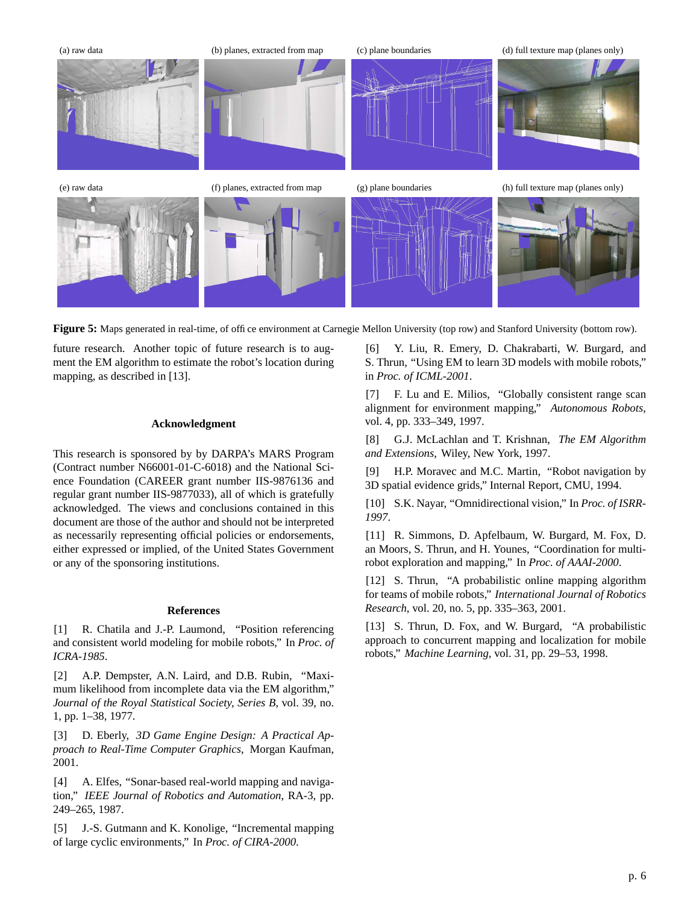(a) raw data

(b) planes, extracted from map

(c) plane boundaries

(d) full texture map (planes only)

(e) raw data

(f) planes, extracted from map

(g) plane boundaries

(h) full texture map (planes only)

**Figure 5:** Maps generated in real-time, of office environment at Carnegie Mellon University (top row) and Stanford University (bottom row).

future research. Another topic of future research is to augment the EM algorithm to estimate the robot's location during mapping, as described in [13].

### Acknowledgment

This research is sponsored by by DARPA's MARS Program (Contract number N66001-01-C-6018) and the National Science Foundation (CAREER grant number IIS-9876136 and regular grant number IIS-9877033), all of which is gratefully acknowledged. The views and conclusions contained in this document are those of the author and should not be interpreted as necessarily representing official policies or endorsements, either expressed or implied, of the United States Government or any of the sponsoring institutions.

### References

[1] R. Chatila and J.-P. Laumond, "Position referencing and consistent world modeling for mobile robots," In *Proc. of ICRA-1985*.

[2] A.P. Dempster, A.N. Laird, and D.B. Rubin, "Maximum likelihood from incomplete data via the EM algorithm," *Journal of the Royal Statistical Society, Series B*, vol. 39, no. 1, pp. 1–38, 1977.

[3] D. Eberly, *3D Game Engine Design: A Practical Approach to Real-Time Computer Graphics*, Morgan Kaufman, 2001.

[4] A. Elfes, "Sonar-based real-world mapping and navigation," *IEEE Journal of Robotics and Automation*, RA-3, pp. 249–265, 1987.

[5] J.-S. Gutmann and K. Konolige, "Incremental mapping of large cyclic environments," In *Proc. of CIRA-2000*.

[6] Y. Liu, R. Emery, D. Chakrabarti, W. Burgard, and S. Thrun, "Using EM to learn 3D models with mobile robots," in *Proc. of ICML-2001*.

[7] F. Lu and E. Milios, "Globally consistent range scan alignment for environment mapping," *Autonomous Robots*, vol. 4, pp. 333–349, 1997.

[8] G.J. McLachlan and T. Krishnan, *The EM Algorithm and Extensions*, Wiley, New York, 1997.

[9] H.P. Moravec and M.C. Martin, "Robot navigation by 3D spatial evidence grids," Internal Report, CMU, 1994.

[10] S.K. Nayar, "Omnidirectional vision," In *Proc. of ISRR-1997*.

[11] R. Simmons, D. Apfelbaum, W. Burgard, M. Fox, D. an Moors, S. Thrun, and H. Younes, "Coordination for multi-robot exploration and mapping," In *Proc. of AAAI-2000*.

[12] S. Thrun, "A probabilistic online mapping algorithm for teams of mobile robots," *International Journal of Robotics Research*, vol. 20, no. 5, pp. 335–363, 2001.

[13] S. Thrun, D. Fox, and W. Burgard, "A probabilistic approach to concurrent mapping and localization for mobile robots," *Machine Learning*, vol. 31, pp. 29–53, 1998.